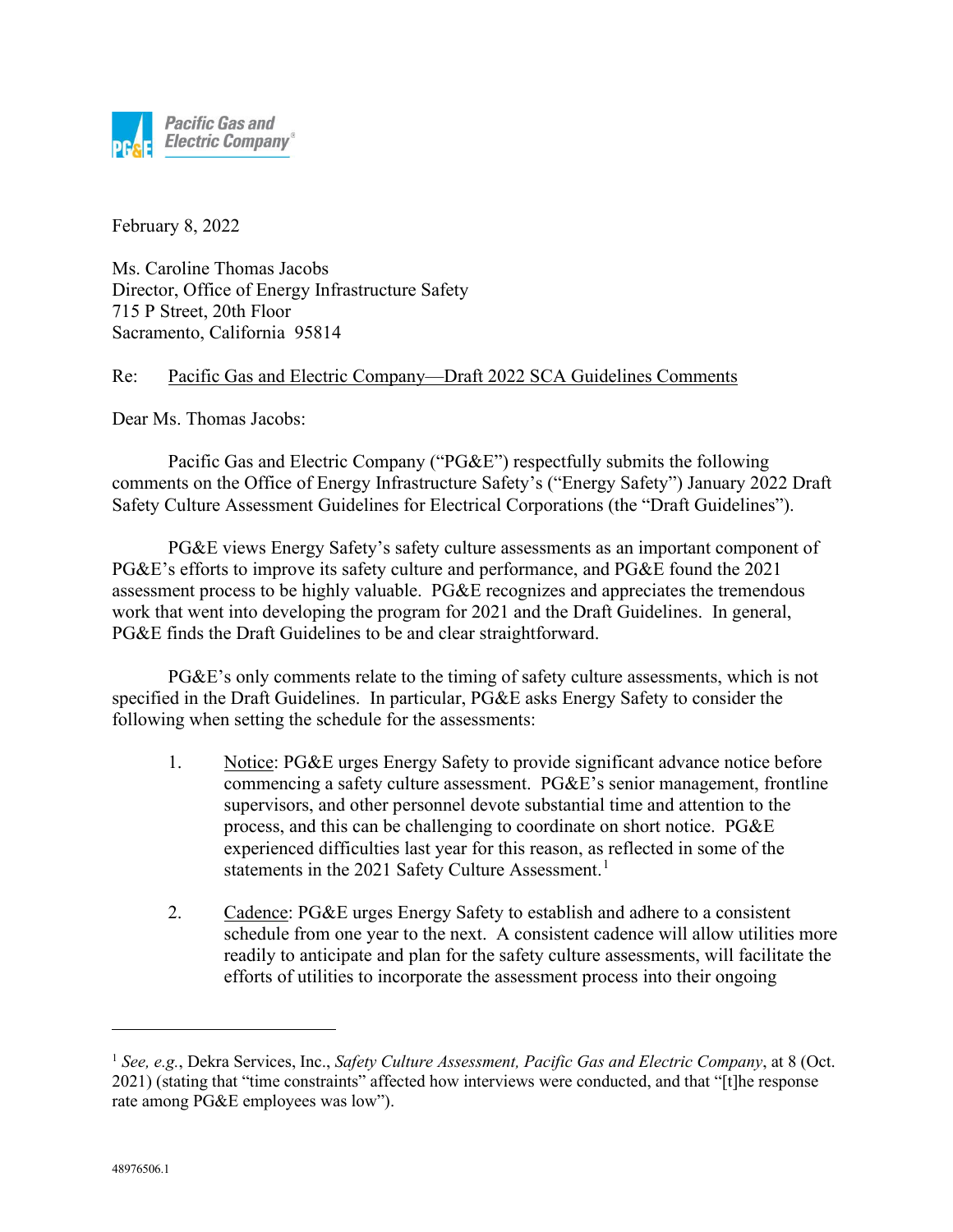Pacific Gas and Electric Company

February 8, 2022

Ms. Caroline Thomas Jacobs
Director, Office of Energy Infrastructure Safety
715 P Street, 20th Floor
Sacramento, California 95814

Re: Pacific Gas and Electric Company—Draft 2022 SCA Guidelines Comments

Dear Ms. Thomas Jacobs:

Pacific Gas and Electric Company ("PG&E") respectfully submits the following comments on the Office of Energy Infrastructure Safety's ("Energy Safety") January 2022 Draft Safety Culture Assessment Guidelines for Electrical Corporations (the "Draft Guidelines").

PG&E views Energy Safety's safety culture assessments as an important component of PG&E's efforts to improve its safety culture and performance, and PG&E found the 2021 assessment process to be highly valuable. PG&E recognizes and appreciates the tremendous work that went into developing the program for 2021 and the Draft Guidelines. In general, PG&E finds the Draft Guidelines to be and clear straightforward.

PG&E's only comments relate to the timing of safety culture assessments, which is not specified in the Draft Guidelines. In particular, PG&E asks Energy Safety to consider the following when setting the schedule for the assessments:

1. Notice: PG&E urges Energy Safety to provide significant advance notice before commencing a safety culture assessment. PG&E's senior management, frontline supervisors, and other personnel devote substantial time and attention to the process, and this can be challenging to coordinate on short notice. PG&E experienced difficulties last year for this reason, as reflected in some of the statements in the 2021 Safety Culture Assessment.[1]

2. Cadence: PG&E urges Energy Safety to establish and adhere to a consistent schedule from one year to the next. A consistent cadence will allow utilities more readily to anticipate and plan for the safety culture assessments, will facilitate the efforts of utilities to incorporate the assessment process into their ongoing

[1] *See, e.g.*, Dekra Services, Inc., *Safety Culture Assessment, Pacific Gas and Electric Company*, at 8 (Oct. 2021) (stating that "time constraints" affected how interviews were conducted, and that "[t]he response rate among PG&E employees was low").

48976506.1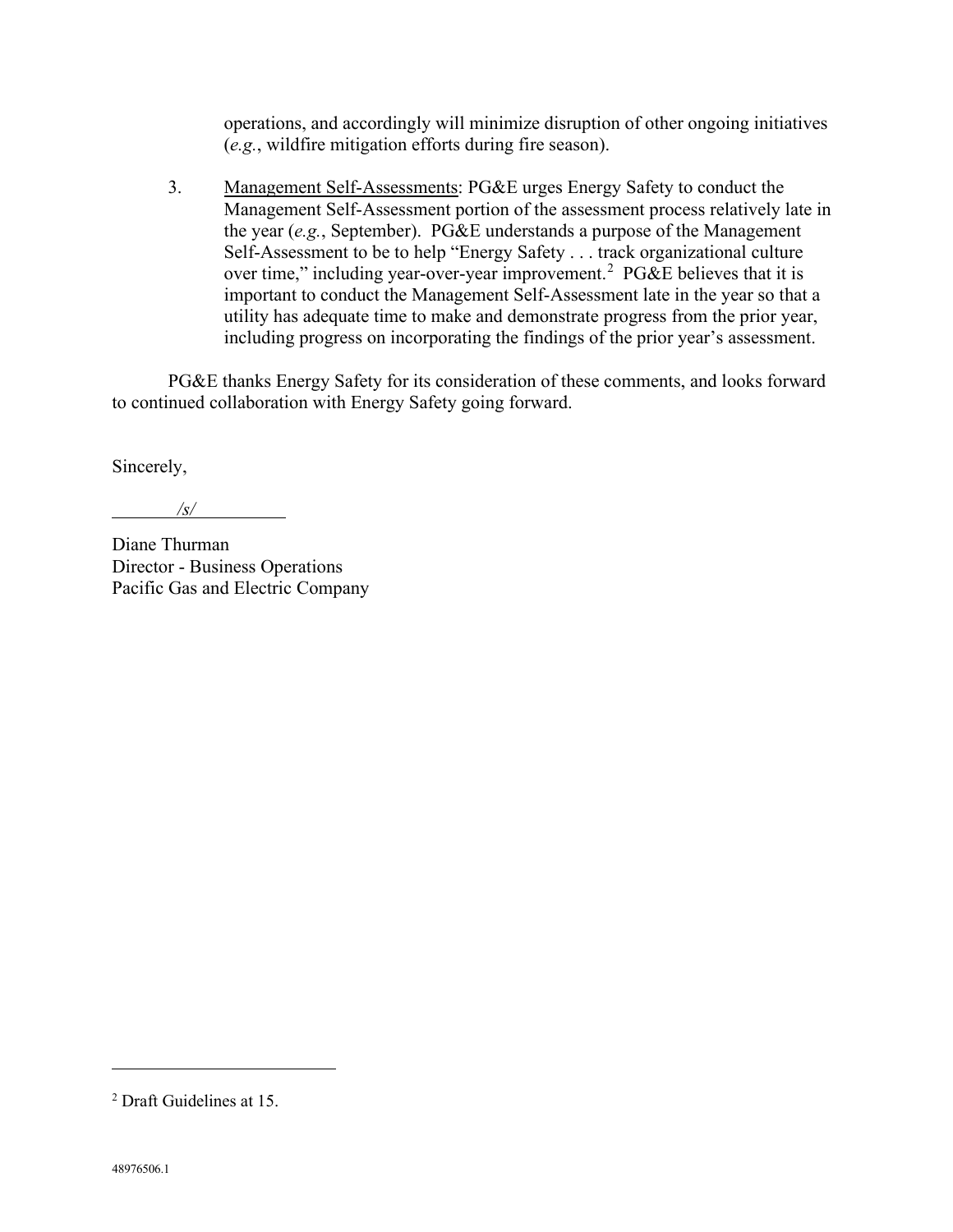operations, and accordingly will minimize disruption of other ongoing initiatives (*e.g.*, wildfire mitigation efforts during fire season).

3. Management Self-Assessments: PG&E urges Energy Safety to conduct the Management Self-Assessment portion of the assessment process relatively late in the year (*e.g.*, September). PG&E understands a purpose of the Management Self-Assessment to be to help "Energy Safety . . . track organizational culture over time," including year-over-year improvement.[2] PG&E believes that it is important to conduct the Management Self-Assessment late in the year so that a utility has adequate time to make and demonstrate progress from the prior year, including progress on incorporating the findings of the prior year's assessment.

PG&E thanks Energy Safety for its consideration of these comments, and looks forward to continued collaboration with Energy Safety going forward.

Sincerely,

*/s/*

Diane Thurman
Director - Business Operations
Pacific Gas and Electric Company

---

[2] Draft Guidelines at 15.

48976506.1